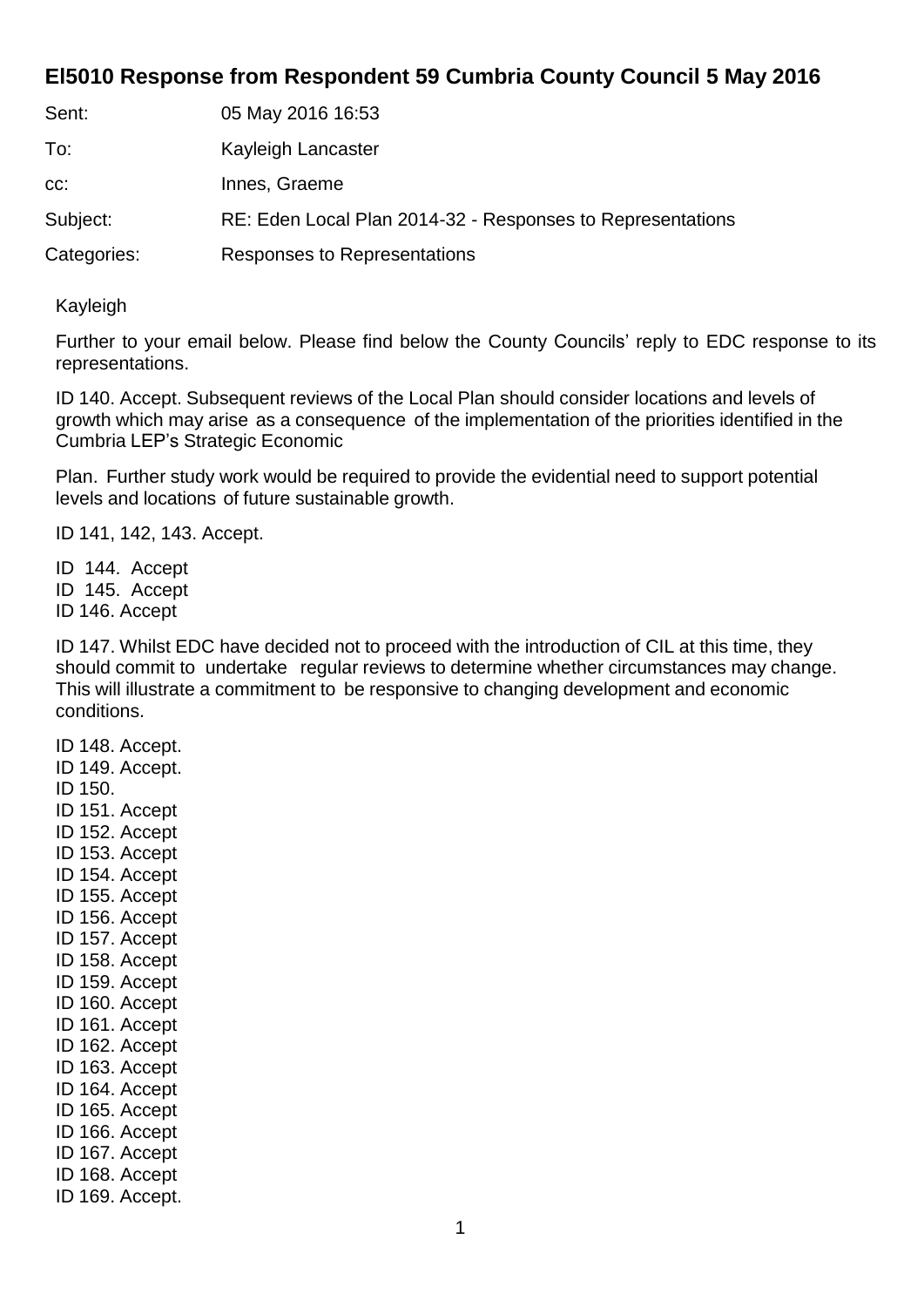## EI5010 Response from Respondent 59 Cumbria County Council 5 May 2016

| | |
|---|---|
| Sent: | 05 May 2016 16:53 |
| To: | Kayleigh Lancaster |
| cc: | Innes, Graeme |
| Subject: | RE: Eden Local Plan 2014-32 - Responses to Representations |
| Categories: | Responses to Representations |

Kayleigh

Further to your email below. Please find below the County Councils' reply to EDC response to its representations.

ID 140. Accept. Subsequent reviews of the Local Plan should consider locations and levels of growth which may arise as a consequence of the implementation of the priorities identified in the Cumbria LEP's Strategic Economic

Plan. Further study work would be required to provide the evidential need to support potential levels and locations of future sustainable growth.

ID 141, 142, 143. Accept.

ID 144. Accept
ID 145. Accept
ID 146. Accept

ID 147. Whilst EDC have decided not to proceed with the introduction of CIL at this time, they should commit to undertake regular reviews to determine whether circumstances may change. This will illustrate a commitment to be responsive to changing development and economic conditions.

ID 148. Accept.
ID 149. Accept.
ID 150.
ID 151. Accept
ID 152. Accept
ID 153. Accept
ID 154. Accept
ID 155. Accept
ID 156. Accept
ID 157. Accept
ID 158. Accept
ID 159. Accept
ID 160. Accept
ID 161. Accept
ID 162. Accept
ID 163. Accept
ID 164. Accept
ID 165. Accept
ID 166. Accept
ID 167. Accept
ID 168. Accept
ID 169. Accept.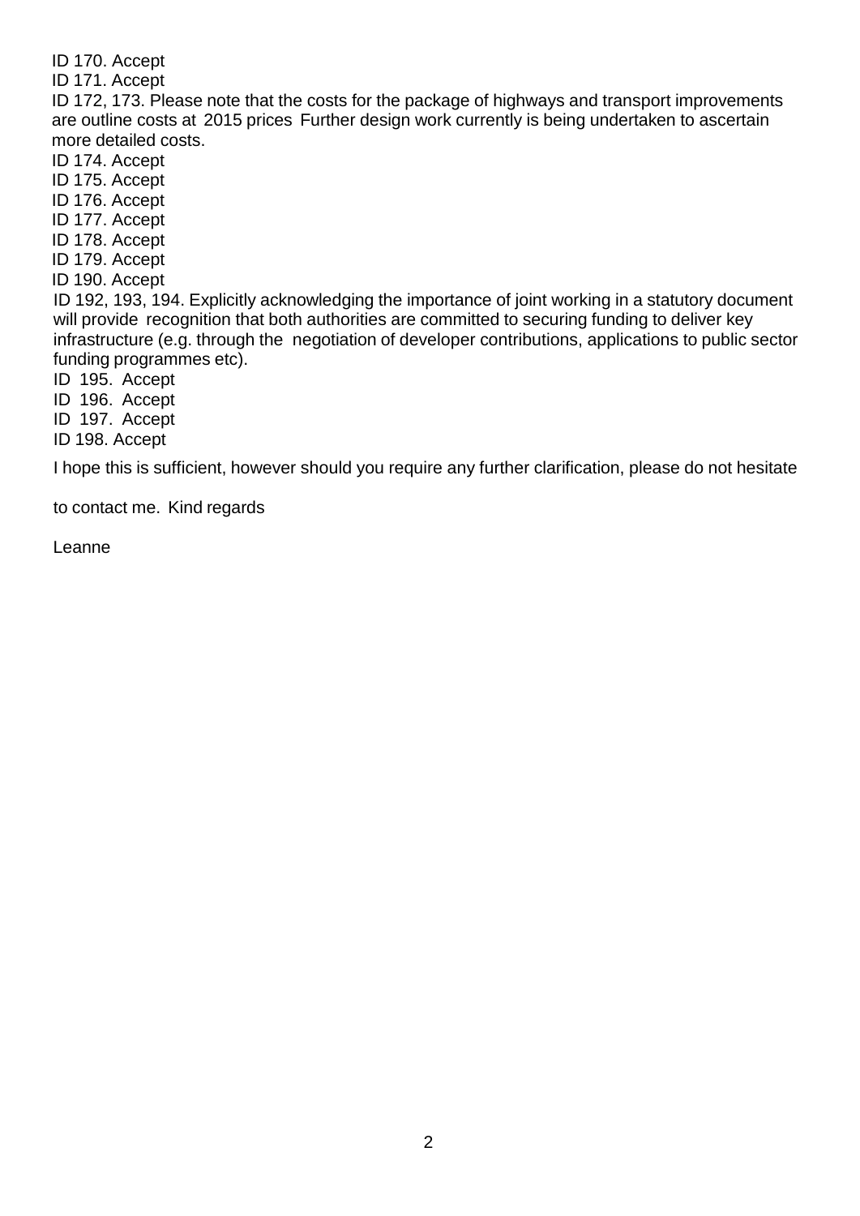ID 170. Accept

ID 171. Accept

ID 172, 173. Please note that the costs for the package of highways and transport improvements are outline costs at 2015 prices Further design work currently is being undertaken to ascertain more detailed costs.

ID 174. Accept

ID 175. Accept

ID 176. Accept

ID 177. Accept

ID 178. Accept

ID 179. Accept

ID 190. Accept

ID 192, 193, 194. Explicitly acknowledging the importance of joint working in a statutory document will provide recognition that both authorities are committed to securing funding to deliver key infrastructure (e.g. through the negotiation of developer contributions, applications to public sector funding programmes etc).

ID 195. Accept

ID 196. Accept

ID 197. Accept

ID 198. Accept

I hope this is sufficient, however should you require any further clarification, please do not hesitate to contact me. Kind regards

Leanne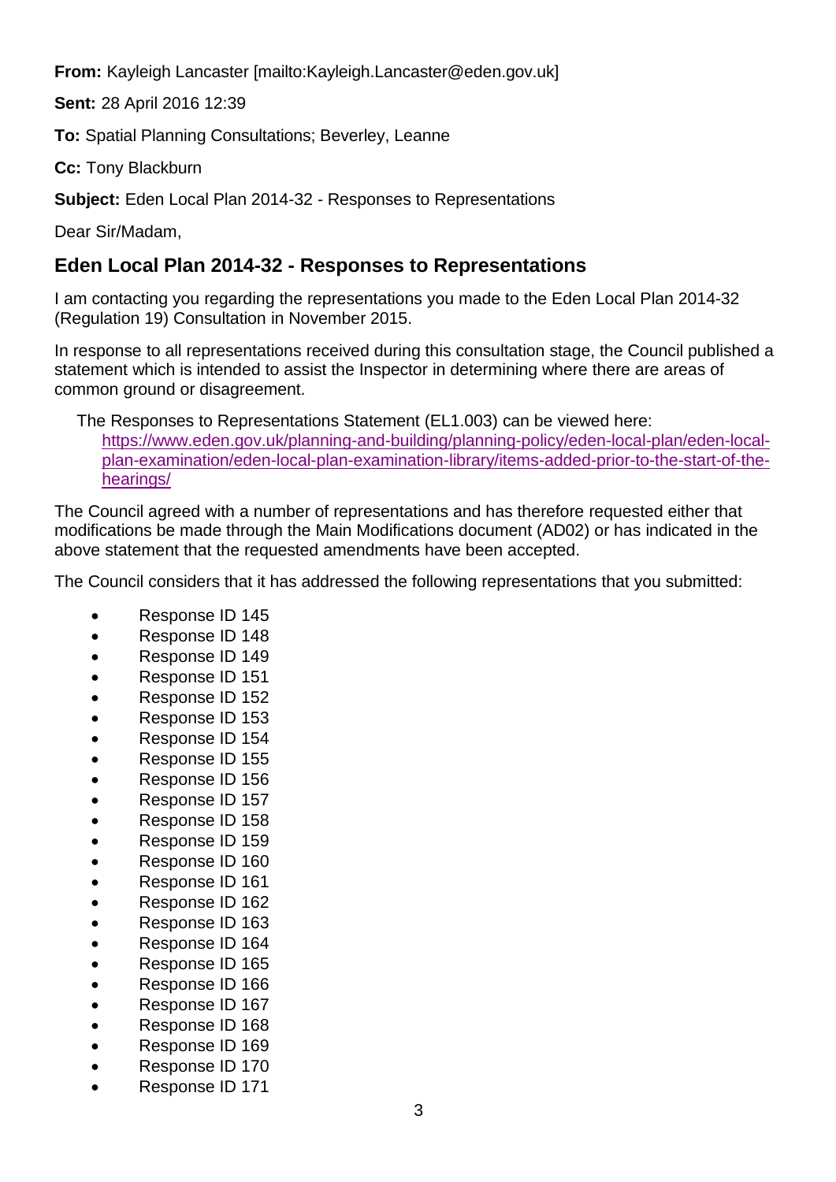**From:** Kayleigh Lancaster [mailto:Kayleigh.Lancaster@eden.gov.uk]

**Sent:** 28 April 2016 12:39

**To:** Spatial Planning Consultations; Beverley, Leanne

**Cc:** Tony Blackburn

**Subject:** Eden Local Plan 2014-32 - Responses to Representations

Dear Sir/Madam,

## Eden Local Plan 2014-32 - Responses to Representations

I am contacting you regarding the representations you made to the Eden Local Plan 2014-32 (Regulation 19) Consultation in November 2015.

In response to all representations received during this consultation stage, the Council published a statement which is intended to assist the Inspector in determining where there are areas of common ground or disagreement.

The Responses to Representations Statement (EL1.003) can be viewed here: https://www.eden.gov.uk/planning-and-building/planning-policy/eden-local-plan/eden-local-plan-examination/eden-local-plan-examination-library/items-added-prior-to-the-start-of-the-hearings/

The Council agreed with a number of representations and has therefore requested either that modifications be made through the Main Modifications document (AD02) or has indicated in the above statement that the requested amendments have been accepted.

The Council considers that it has addressed the following representations that you submitted:

- Response ID 145
- Response ID 148
- Response ID 149
- Response ID 151
- Response ID 152
- Response ID 153
- Response ID 154
- Response ID 155
- Response ID 156
- Response ID 157
- Response ID 158
- Response ID 159
- Response ID 160
- Response ID 161
- Response ID 162
- Response ID 163
- Response ID 164
- Response ID 165
- Response ID 166
- Response ID 167
- Response ID 168
- Response ID 169
- Response ID 170
- Response ID 171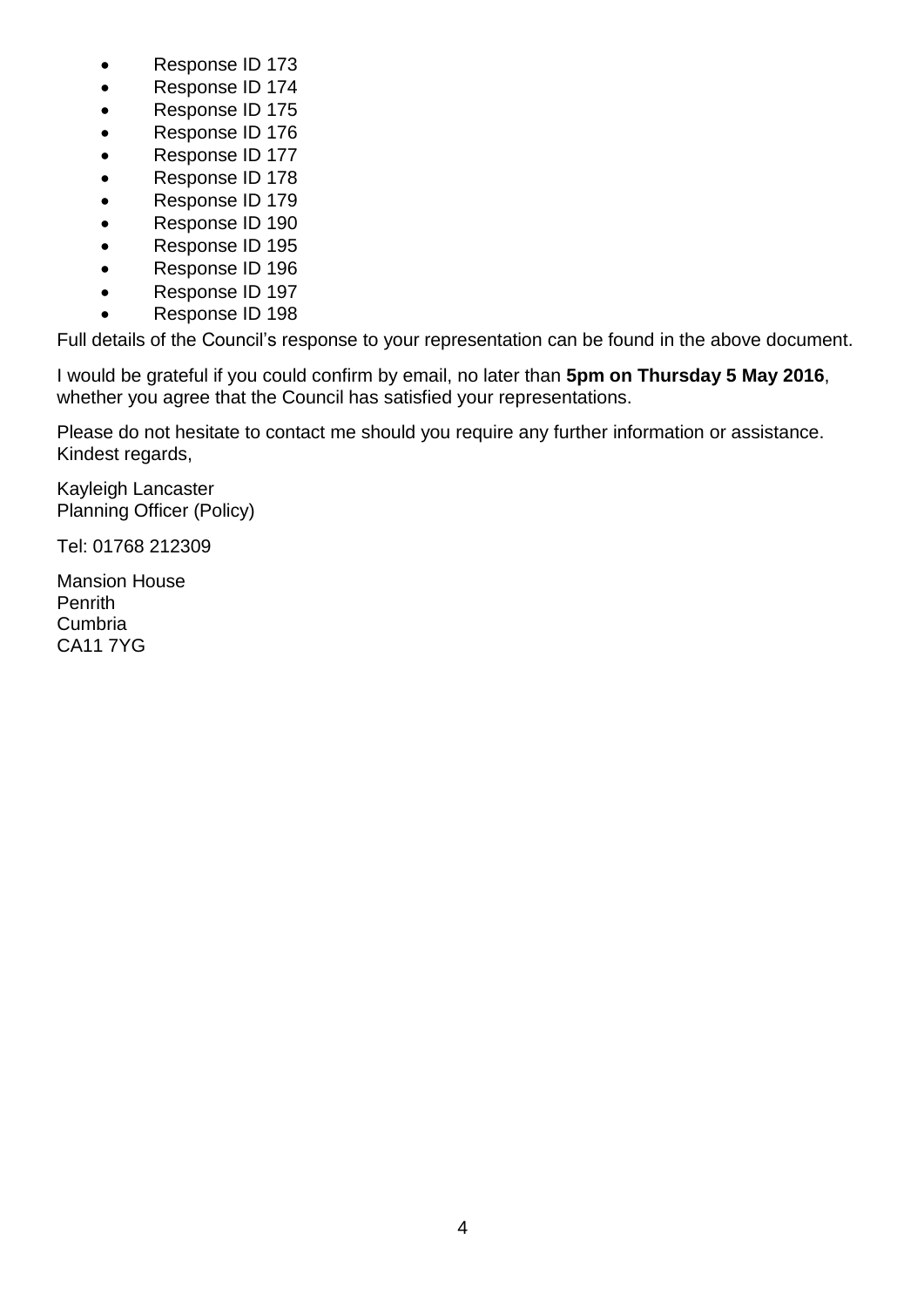- Response ID 173
- Response ID 174
- Response ID 175
- Response ID 176
- Response ID 177
- Response ID 178
- Response ID 179
- Response ID 190
- Response ID 195
- Response ID 196
- Response ID 197
- Response ID 198

Full details of the Council's response to your representation can be found in the above document.

I would be grateful if you could confirm by email, no later than **5pm on Thursday 5 May 2016**, whether you agree that the Council has satisfied your representations.

Please do not hesitate to contact me should you require any further information or assistance. Kindest regards,

Kayleigh Lancaster
Planning Officer (Policy)

Tel: 01768 212309

Mansion House
Penrith
Cumbria
CA11 7YG